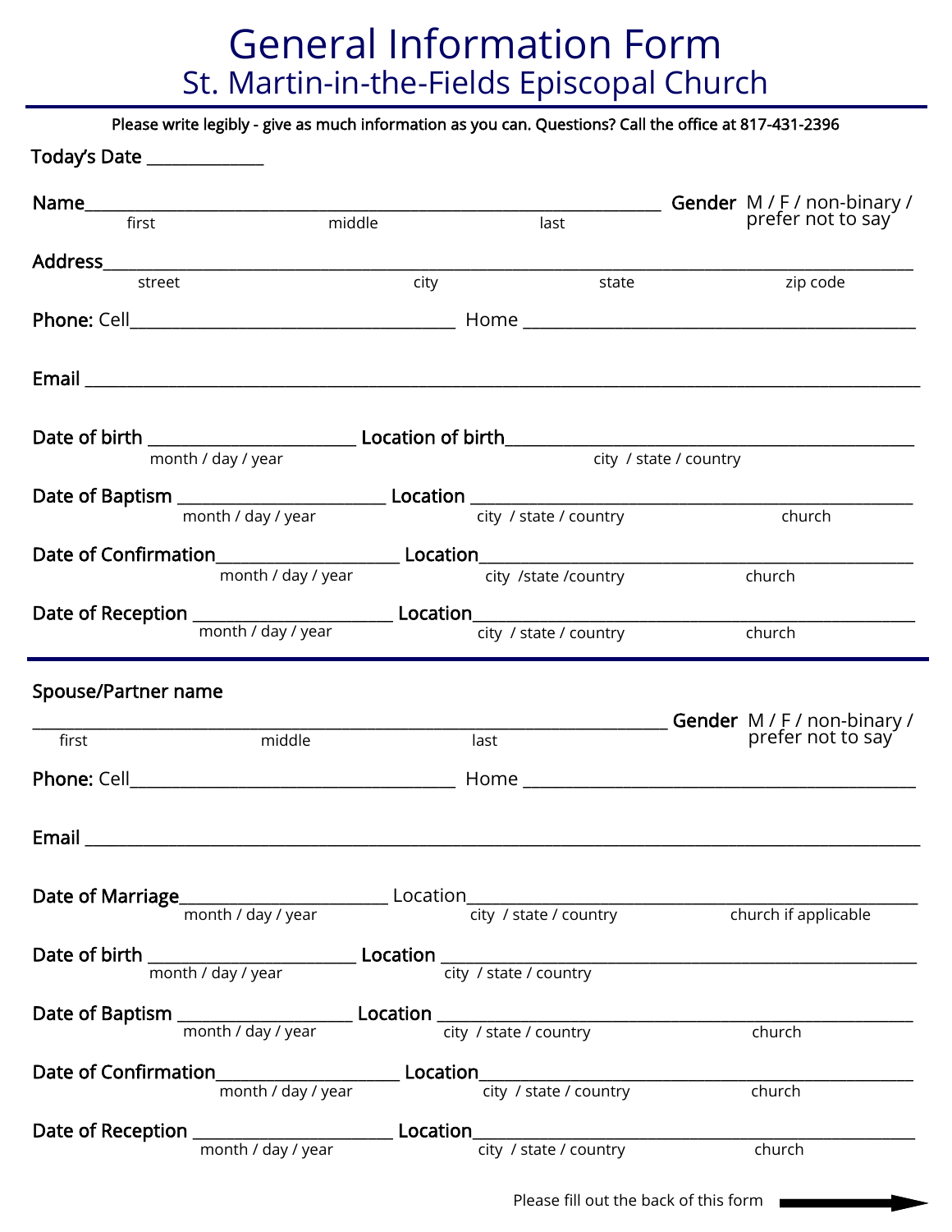# General Information Form

## St. Martin-in-the-Fields Episcopal Church

Please write legibly - give as much information as you can. Questions? Call the office at 817-431-2396

**Today's Date** ______________

**Name**_________________________________________________________________ **Gender** M / F / non-binary / prefer not to say

first middle last

**Address**_____________________________________________________________________________________________

street city state zip code

**Phone:** Cell_____________________________________ Home _____________________________________________

**Email** ______________________________________________________________________________________________

**Date of birth** _______________________ **Location of birth**_____________________________________________

month / day / year city / state / country

**Date of Baptism** _______________________ **Location** ________________________________________________

month / day / year city / state / country church

**Date of Confirmation**____________________ **Location**________________________________________________

month / day / year city /state /country church

**Date of Reception** ______________________ **Location**________________________________________________

month / day / year city / state / country church

---

**Spouse/Partner name**

_________________________________________________________________________ **Gender** M / F / non-binary / prefer not to say

first middle last

**Phone:** Cell_____________________________________ Home _____________________________________________

**Email** ______________________________________________________________________________________________

**Date of Marriage**_______________________ Location________________________________________________

month / day / year city / state / country church if applicable

**Date of birth** _______________________ **Location** _______________________________________________

month / day / year city / state / country

**Date of Baptism** ____________________ **Location** ________________________________________________

month / day / year city / state / country church

**Date of Confirmation**____________________ **Location**________________________________________________

month / day / year city / state / country church

**Date of Reception** ______________________ **Location**________________________________________________

month / day / year city / state / country church

Please fill out the back of this form →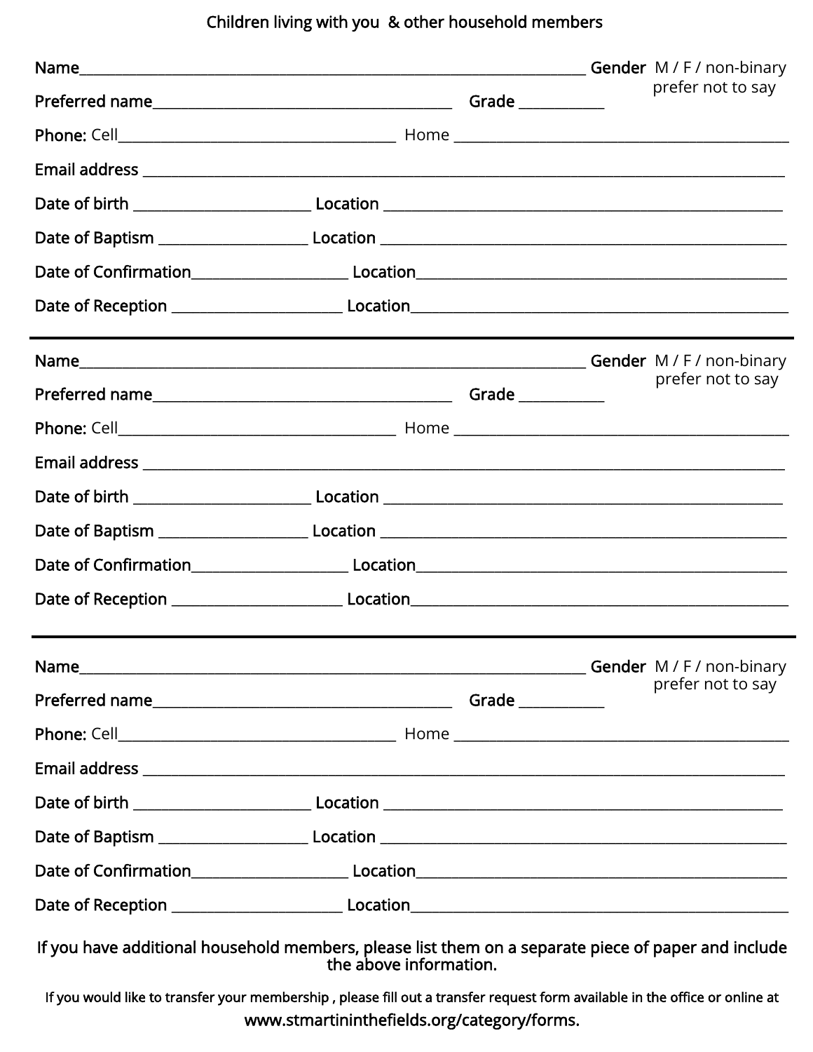Children living with you & other household members

Name________________________________________________________ Gender M / F / non-binary prefer not to say

Preferred name_________________________________ Grade _________

Phone: Cell______________________________ Home ____________________________________

Email address _______________________________________________________________________

Date of birth ___________________ Location ____________________________________________

Date of Baptism ________________ Location _____________________________________________

Date of Confirmation_________________ Location________________________________________

Date of Reception __________________ Location_________________________________________

---

Name________________________________________________________ Gender M / F / non-binary prefer not to say

Preferred name_________________________________ Grade _________

Phone: Cell______________________________ Home ____________________________________

Email address _______________________________________________________________________

Date of birth ___________________ Location ____________________________________________

Date of Baptism ________________ Location _____________________________________________

Date of Confirmation_________________ Location________________________________________

Date of Reception __________________ Location_________________________________________

---

Name________________________________________________________ Gender M / F / non-binary prefer not to say

Preferred name_________________________________ Grade _________

Phone: Cell______________________________ Home ____________________________________

Email address _______________________________________________________________________

Date of birth ___________________ Location ____________________________________________

Date of Baptism ________________ Location _____________________________________________

Date of Confirmation_________________ Location________________________________________

Date of Reception __________________ Location_________________________________________

If you have additional household members, please list them on a separate piece of paper and include the above information.

If you would like to transfer your membership , please fill out a transfer request form available in the office or online at www.stmartininthefields.org/category/forms.